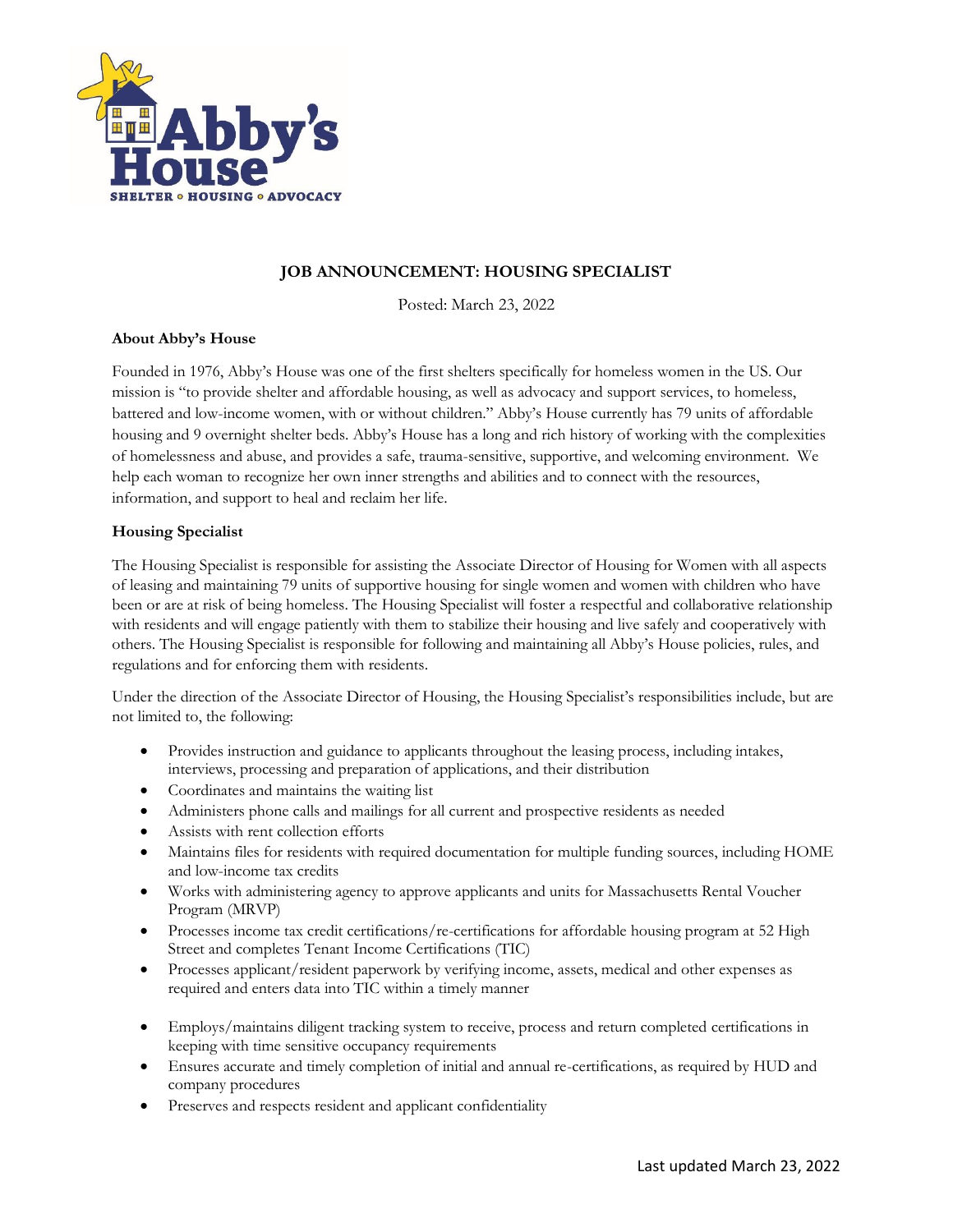# JOB ANNOUNCEMENT: HOUSING SPECIALIST

Posted: March 23, 2022

**About Abby's House**

Founded in 1976, Abby's House was one of the first shelters specifically for homeless women in the US. Our mission is "to provide shelter and affordable housing, as well as advocacy and support services, to homeless, battered and low-income women, with or without children." Abby's House currently has 79 units of affordable housing and 9 overnight shelter beds. Abby's House has a long and rich history of working with the complexities of homelessness and abuse, and provides a safe, trauma-sensitive, supportive, and welcoming environment. We help each woman to recognize her own inner strengths and abilities and to connect with the resources, information, and support to heal and reclaim her life.

**Housing Specialist**

The Housing Specialist is responsible for assisting the Associate Director of Housing for Women with all aspects of leasing and maintaining 79 units of supportive housing for single women and women with children who have been or are at risk of being homeless. The Housing Specialist will foster a respectful and collaborative relationship with residents and will engage patiently with them to stabilize their housing and live safely and cooperatively with others. The Housing Specialist is responsible for following and maintaining all Abby's House policies, rules, and regulations and for enforcing them with residents.

Under the direction of the Associate Director of Housing, the Housing Specialist's responsibilities include, but are not limited to, the following:

- Provides instruction and guidance to applicants throughout the leasing process, including intakes, interviews, processing and preparation of applications, and their distribution
- Coordinates and maintains the waiting list
- Administers phone calls and mailings for all current and prospective residents as needed
- Assists with rent collection efforts
- Maintains files for residents with required documentation for multiple funding sources, including HOME and low-income tax credits
- Works with administering agency to approve applicants and units for Massachusetts Rental Voucher Program (MRVP)
- Processes income tax credit certifications/re-certifications for affordable housing program at 52 High Street and completes Tenant Income Certifications (TIC)
- Processes applicant/resident paperwork by verifying income, assets, medical and other expenses as required and enters data into TIC within a timely manner
- Employs/maintains diligent tracking system to receive, process and return completed certifications in keeping with time sensitive occupancy requirements
- Ensures accurate and timely completion of initial and annual re-certifications, as required by HUD and company procedures
- Preserves and respects resident and applicant confidentiality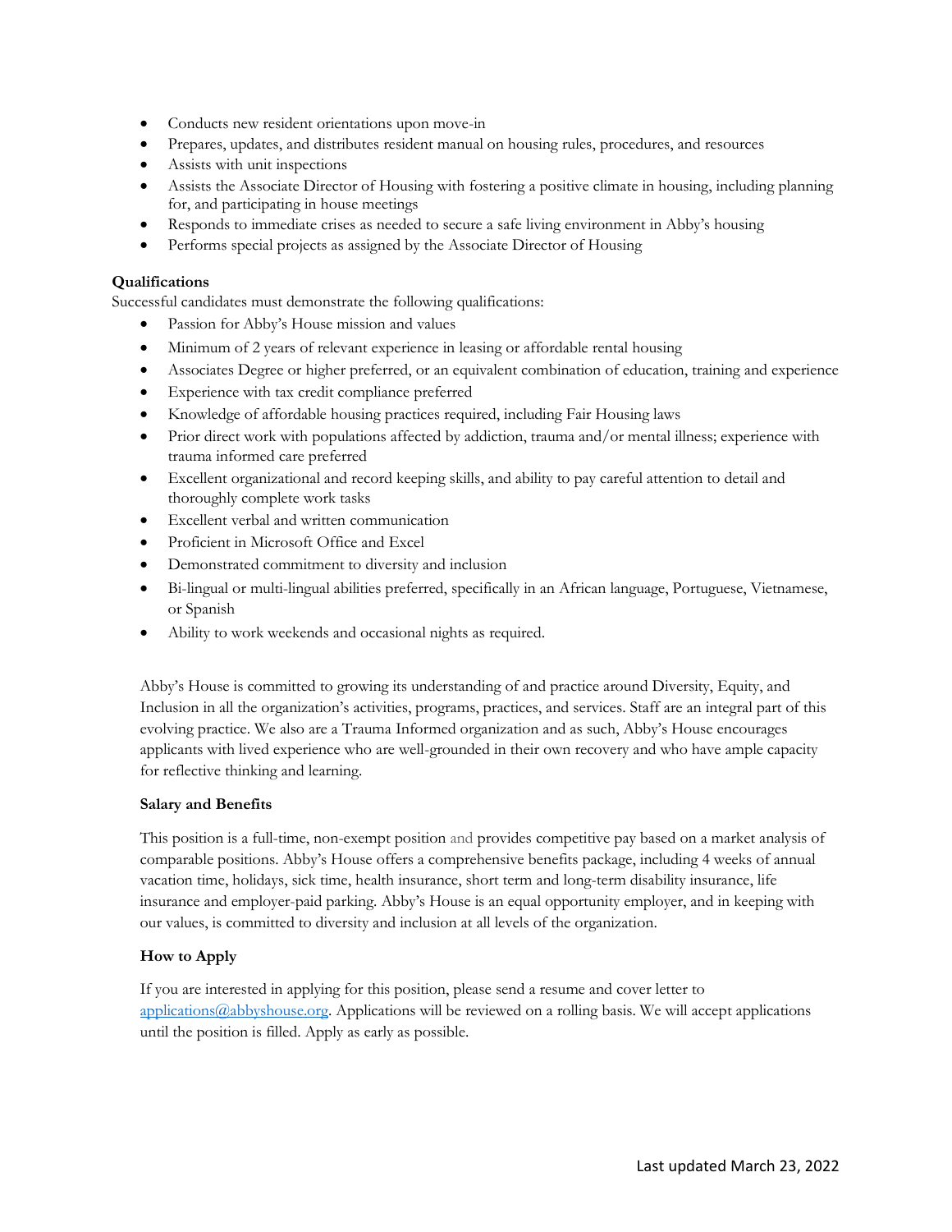- Conducts new resident orientations upon move-in
- Prepares, updates, and distributes resident manual on housing rules, procedures, and resources
- Assists with unit inspections
- Assists the Associate Director of Housing with fostering a positive climate in housing, including planning for, and participating in house meetings
- Responds to immediate crises as needed to secure a safe living environment in Abby's housing
- Performs special projects as assigned by the Associate Director of Housing

**Qualifications**

Successful candidates must demonstrate the following qualifications:

- Passion for Abby's House mission and values
- Minimum of 2 years of relevant experience in leasing or affordable rental housing
- Associates Degree or higher preferred, or an equivalent combination of education, training and experience
- Experience with tax credit compliance preferred
- Knowledge of affordable housing practices required, including Fair Housing laws
- Prior direct work with populations affected by addiction, trauma and/or mental illness; experience with trauma informed care preferred
- Excellent organizational and record keeping skills, and ability to pay careful attention to detail and thoroughly complete work tasks
- Excellent verbal and written communication
- Proficient in Microsoft Office and Excel
- Demonstrated commitment to diversity and inclusion
- Bi-lingual or multi-lingual abilities preferred, specifically in an African language, Portuguese, Vietnamese, or Spanish
- Ability to work weekends and occasional nights as required.

Abby's House is committed to growing its understanding of and practice around Diversity, Equity, and Inclusion in all the organization's activities, programs, practices, and services. Staff are an integral part of this evolving practice. We also are a Trauma Informed organization and as such, Abby's House encourages applicants with lived experience who are well-grounded in their own recovery and who have ample capacity for reflective thinking and learning.

**Salary and Benefits**

This position is a full-time, non-exempt position and provides competitive pay based on a market analysis of comparable positions. Abby's House offers a comprehensive benefits package, including 4 weeks of annual vacation time, holidays, sick time, health insurance, short term and long-term disability insurance, life insurance and employer-paid parking. Abby's House is an equal opportunity employer, and in keeping with our values, is committed to diversity and inclusion at all levels of the organization.

**How to Apply**

If you are interested in applying for this position, please send a resume and cover letter to applications@abbyshouse.org. Applications will be reviewed on a rolling basis. We will accept applications until the position is filled. Apply as early as possible.

Last updated March 23, 2022